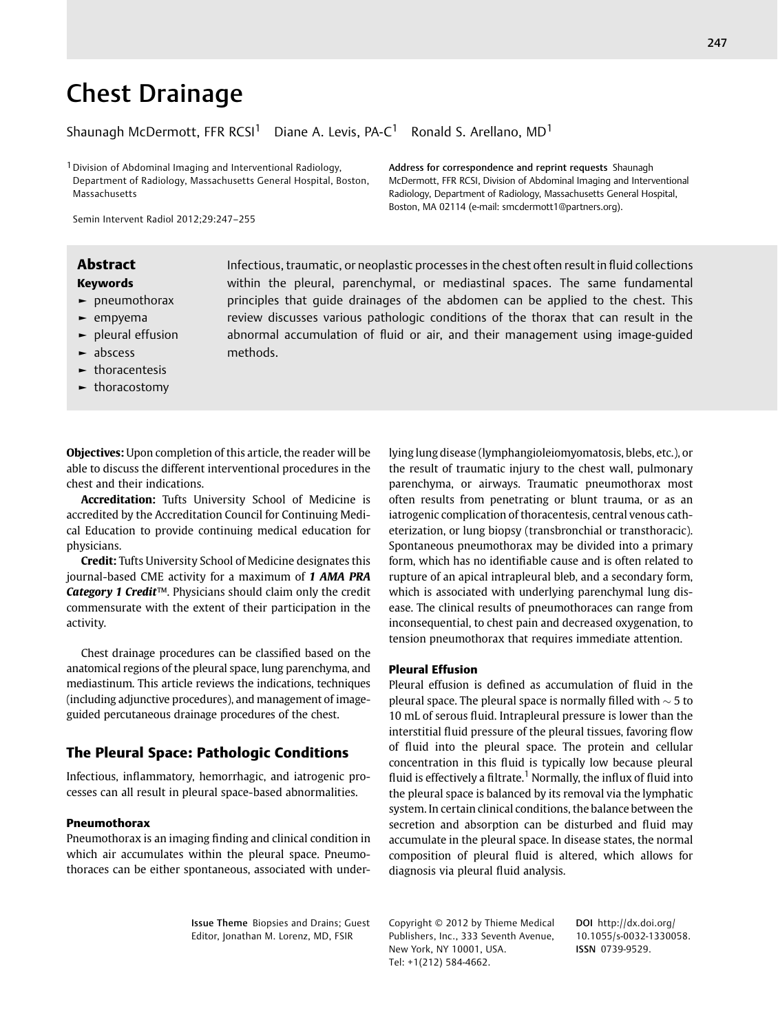# Chest Drainage

Shaunagh McDermott, FFR RCSI[1]   Diane A. Levis, PA-C[1]   Ronald S. Arellano, MD[1]

[1] Division of Abdominal Imaging and Interventional Radiology, Department of Radiology, Massachusetts General Hospital, Boston, Massachusetts

Address for correspondence and reprint requests Shaunagh McDermott, FFR RCSI, Division of Abdominal Imaging and Interventional Radiology, Department of Radiology, Massachusetts General Hospital, Boston, MA 02114 (e-mail: smcdermott1@partners.org).

Semin Intervent Radiol 2012;29:247–255

## Abstract

**Keywords**

- pneumothorax
- empyema
- pleural effusion
- abscess
- thoracentesis
- thoracostomy

Infectious, traumatic, or neoplastic processes in the chest often result in fluid collections within the pleural, parenchymal, or mediastinal spaces. The same fundamental principles that guide drainages of the abdomen can be applied to the chest. This review discusses various pathologic conditions of the thorax that can result in the abnormal accumulation of fluid or air, and their management using image-guided methods.

**Objectives:** Upon completion of this article, the reader will be able to discuss the different interventional procedures in the chest and their indications.

**Accreditation:** Tufts University School of Medicine is accredited by the Accreditation Council for Continuing Medical Education to provide continuing medical education for physicians.

**Credit:** Tufts University School of Medicine designates this journal-based CME activity for a maximum of ***1 AMA PRA Category 1 Credit*™**. Physicians should claim only the credit commensurate with the extent of their participation in the activity.

Chest drainage procedures can be classified based on the anatomical regions of the pleural space, lung parenchyma, and mediastinum. This article reviews the indications, techniques (including adjunctive procedures), and management of image-guided percutaneous drainage procedures of the chest.

## The Pleural Space: Pathologic Conditions

Infectious, inflammatory, hemorrhagic, and iatrogenic processes can all result in pleural space-based abnormalities.

### Pneumothorax

Pneumothorax is an imaging finding and clinical condition in which air accumulates within the pleural space. Pneumothoraces can be either spontaneous, associated with underlying lung disease (lymphangioleiomyomatosis, blebs, etc.), or the result of traumatic injury to the chest wall, pulmonary parenchyma, or airways. Traumatic pneumothorax most often results from penetrating or blunt trauma, or as an iatrogenic complication of thoracentesis, central venous catheterization, or lung biopsy (transbronchial or transthoracic). Spontaneous pneumothorax may be divided into a primary form, which has no identifiable cause and is often related to rupture of an apical intrapleural bleb, and a secondary form, which is associated with underlying parenchymal lung disease. The clinical results of pneumothoraces can range from inconsequential, to chest pain and decreased oxygenation, to tension pneumothorax that requires immediate attention.

### Pleural Effusion

Pleural effusion is defined as accumulation of fluid in the pleural space. The pleural space is normally filled with ~ 5 to 10 mL of serous fluid. Intrapleural pressure is lower than the interstitial fluid pressure of the pleural tissues, favoring flow of fluid into the pleural space. The protein and cellular concentration in this fluid is typically low because pleural fluid is effectively a filtrate.[1] Normally, the influx of fluid into the pleural space is balanced by its removal via the lymphatic system. In certain clinical conditions, the balance between the secretion and absorption can be disturbed and fluid may accumulate in the pleural space. In disease states, the normal composition of pleural fluid is altered, which allows for diagnosis via pleural fluid analysis.

Issue Theme Biopsies and Drains; Guest Editor, Jonathan M. Lorenz, MD, FSIR

Copyright © 2012 by Thieme Medical Publishers, Inc., 333 Seventh Avenue, New York, NY 10001, USA. Tel: +1(212) 584-4662.

DOI http://dx.doi.org/10.1055/s-0032-1330058. ISSN 0739-9529.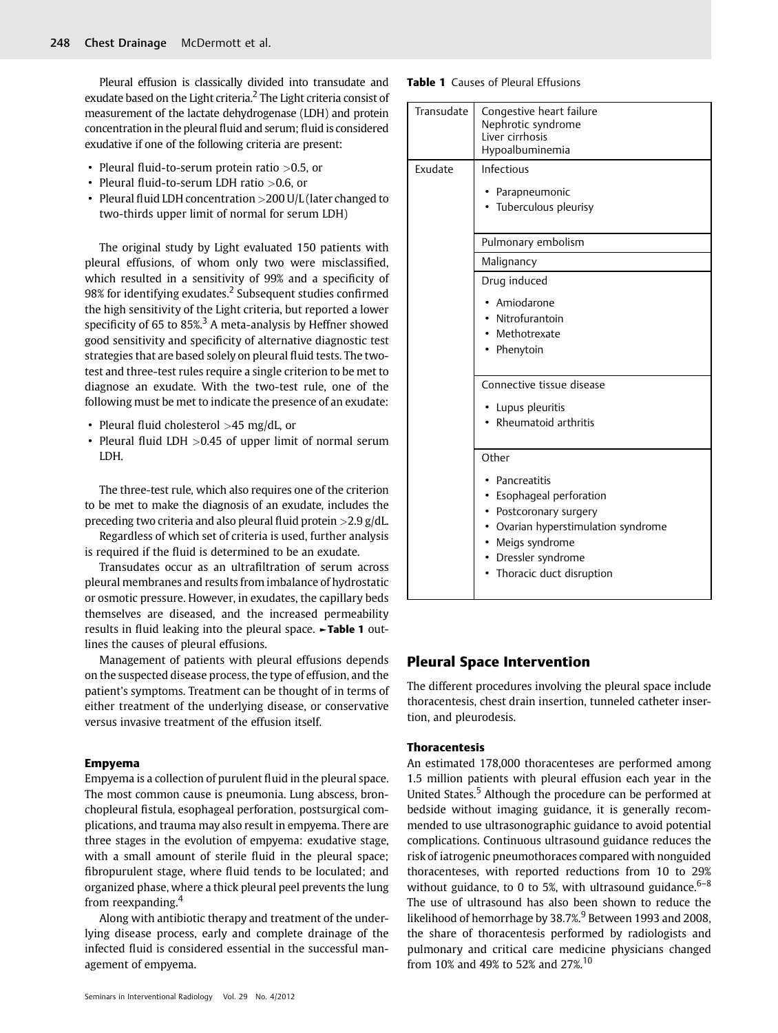Pleural effusion is classically divided into transudate and exudate based on the Light criteria.[2] The Light criteria consist of measurement of the lactate dehydrogenase (LDH) and protein concentration in the pleural fluid and serum; fluid is considered exudative if one of the following criteria are present:

- Pleural fluid-to-serum protein ratio >0.5, or
- Pleural fluid-to-serum LDH ratio >0.6, or
- Pleural fluid LDH concentration >200 U/L (later changed to two-thirds upper limit of normal for serum LDH)

The original study by Light evaluated 150 patients with pleural effusions, of whom only two were misclassified, which resulted in a sensitivity of 99% and a specificity of 98% for identifying exudates.[2] Subsequent studies confirmed the high sensitivity of the Light criteria, but reported a lower specificity of 65 to 85%.[3] A meta-analysis by Heffner showed good sensitivity and specificity of alternative diagnostic test strategies that are based solely on pleural fluid tests. The two-test and three-test rules require a single criterion to be met to diagnose an exudate. With the two-test rule, one of the following must be met to indicate the presence of an exudate:

- Pleural fluid cholesterol >45 mg/dL, or
- Pleural fluid LDH >0.45 of upper limit of normal serum LDH.

The three-test rule, which also requires one of the criterion to be met to make the diagnosis of an exudate, includes the preceding two criteria and also pleural fluid protein >2.9 g/dL.

Regardless of which set of criteria is used, further analysis is required if the fluid is determined to be an exudate.

Transudates occur as an ultrafiltration of serum across pleural membranes and results from imbalance of hydrostatic or osmotic pressure. However, in exudates, the capillary beds themselves are diseased, and the increased permeability results in fluid leaking into the pleural space. ►Table 1 outlines the causes of pleural effusions.

Management of patients with pleural effusions depends on the suspected disease process, the type of effusion, and the patient's symptoms. Treatment can be thought of in terms of either treatment of the underlying disease, or conservative versus invasive treatment of the effusion itself.

**Table 1** Causes of Pleural Effusions

| | |
|---|---|
| Transudate | Congestive heart failure<br>Nephrotic syndrome<br>Liver cirrhosis<br>Hypoalbuminemia |
| Exudate | Infectious<br>• Parapneumonic<br>• Tuberculous pleurisy |
| | Pulmonary embolism |
| | Malignancy |
| | Drug induced<br>• Amiodarone<br>• Nitrofurantoin<br>• Methotrexate<br>• Phenytoin |
| | Connective tissue disease<br>• Lupus pleuritis<br>• Rheumatoid arthritis |
| | Other<br>• Pancreatitis<br>• Esophageal perforation<br>• Postcoronary surgery<br>• Ovarian hyperstimulation syndrome<br>• Meigs syndrome<br>• Dressler syndrome<br>• Thoracic duct disruption |

### Empyema

Empyema is a collection of purulent fluid in the pleural space. The most common cause is pneumonia. Lung abscess, bronchopleural fistula, esophageal perforation, postsurgical complications, and trauma may also result in empyema. There are three stages in the evolution of empyema: exudative stage, with a small amount of sterile fluid in the pleural space; fibropurulent stage, where fluid tends to be loculated; and organized phase, where a thick pleural peel prevents the lung from reexpanding.[4]

Along with antibiotic therapy and treatment of the underlying disease process, early and complete drainage of the infected fluid is considered essential in the successful management of empyema.

## Pleural Space Intervention

The different procedures involving the pleural space include thoracentesis, chest drain insertion, tunneled catheter insertion, and pleurodesis.

### Thoracentesis

An estimated 178,000 thoracenteses are performed among 1.5 million patients with pleural effusion each year in the United States.[5] Although the procedure can be performed at bedside without imaging guidance, it is generally recommended to use ultrasonographic guidance to avoid potential complications. Continuous ultrasound guidance reduces the risk of iatrogenic pneumothoraces compared with nonguided thoracenteses, with reported reductions from 10 to 29% without guidance, to 0 to 5%, with ultrasound guidance.[6–8] The use of ultrasound has also been shown to reduce the likelihood of hemorrhage by 38.7%.[9] Between 1993 and 2008, the share of thoracentesis performed by radiologists and pulmonary and critical care medicine physicians changed from 10% and 49% to 52% and 27%.[10]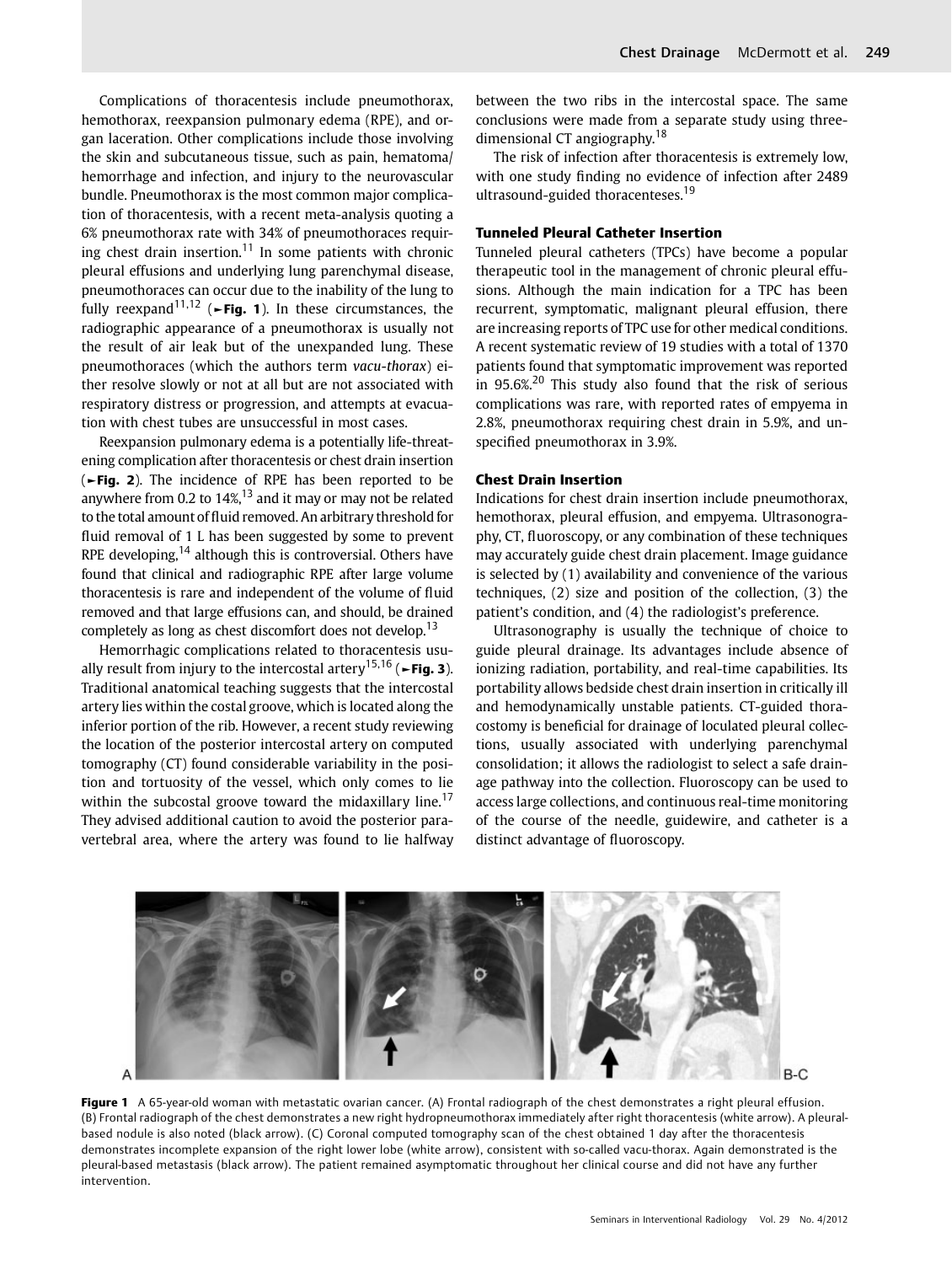Complications of thoracentesis include pneumothorax, hemothorax, reexpansion pulmonary edema (RPE), and organ laceration. Other complications include those involving the skin and subcutaneous tissue, such as pain, hematoma/hemorrhage and infection, and injury to the neurovascular bundle. Pneumothorax is the most common major complication of thoracentesis, with a recent meta-analysis quoting a 6% pneumothorax rate with 34% of pneumothoraces requiring chest drain insertion.[11] In some patients with chronic pleural effusions and underlying lung parenchymal disease, pneumothoraces can occur due to the inability of the lung to fully reexpand[11,12] (►**Fig. 1**). In these circumstances, the radiographic appearance of a pneumothorax is usually not the result of air leak but of the unexpanded lung. These pneumothoraces (which the authors term *vacu-thorax*) either resolve slowly or not at all but are not associated with respiratory distress or progression, and attempts at evacuation with chest tubes are unsuccessful in most cases.

Reexpansion pulmonary edema is a potentially life-threatening complication after thoracentesis or chest drain insertion (►**Fig. 2**). The incidence of RPE has been reported to be anywhere from 0.2 to 14%,[13] and it may or may not be related to the total amount of fluid removed. An arbitrary threshold for fluid removal of 1 L has been suggested by some to prevent RPE developing,[14] although this is controversial. Others have found that clinical and radiographic RPE after large volume thoracentesis is rare and independent of the volume of fluid removed and that large effusions can, and should, be drained completely as long as chest discomfort does not develop.[13]

Hemorrhagic complications related to thoracentesis usually result from injury to the intercostal artery[15,16] (►**Fig. 3**). Traditional anatomical teaching suggests that the intercostal artery lies within the costal groove, which is located along the inferior portion of the rib. However, a recent study reviewing the location of the posterior intercostal artery on computed tomography (CT) found considerable variability in the position and tortuosity of the vessel, which only comes to lie within the subcostal groove toward the midaxillary line.[17] They advised additional caution to avoid the posterior paravertebral area, where the artery was found to lie halfway between the two ribs in the intercostal space. The same conclusions were made from a separate study using three-dimensional CT angiography.[18]

The risk of infection after thoracentesis is extremely low, with one study finding no evidence of infection after 2489 ultrasound-guided thoracenteses.[19]

### Tunneled Pleural Catheter Insertion

Tunneled pleural catheters (TPCs) have become a popular therapeutic tool in the management of chronic pleural effusions. Although the main indication for a TPC has been recurrent, symptomatic, malignant pleural effusion, there are increasing reports of TPC use for other medical conditions. A recent systematic review of 19 studies with a total of 1370 patients found that symptomatic improvement was reported in 95.6%.[20] This study also found that the risk of serious complications was rare, with reported rates of empyema in 2.8%, pneumothorax requiring chest drain in 5.9%, and unspecified pneumothorax in 3.9%.

### Chest Drain Insertion

Indications for chest drain insertion include pneumothorax, hemothorax, pleural effusion, and empyema. Ultrasonography, CT, fluoroscopy, or any combination of these techniques may accurately guide chest drain placement. Image guidance is selected by (1) availability and convenience of the various techniques, (2) size and position of the collection, (3) the patient's condition, and (4) the radiologist's preference.

Ultrasonography is usually the technique of choice to guide pleural drainage. Its advantages include absence of ionizing radiation, portability, and real-time capabilities. Its portability allows bedside chest drain insertion in critically ill and hemodynamically unstable patients. CT-guided thoracostomy is beneficial for drainage of loculated pleural collections, usually associated with underlying parenchymal consolidation; it allows the radiologist to select a safe drainage pathway into the collection. Fluoroscopy can be used to access large collections, and continuous real-time monitoring of the course of the needle, guidewire, and catheter is a distinct advantage of fluoroscopy.

**Figure 1** A 65-year-old woman with metastatic ovarian cancer. (A) Frontal radiograph of the chest demonstrates a right pleural effusion. (B) Frontal radiograph of the chest demonstrates a new right hydropneumothorax immediately after right thoracentesis (white arrow). A pleural-based nodule is also noted (black arrow). (C) Coronal computed tomography scan of the chest obtained 1 day after the thoracentesis demonstrates incomplete expansion of the right lower lobe (white arrow), consistent with so-called vacu-thorax. Again demonstrated is the pleural-based metastasis (black arrow). The patient remained asymptomatic throughout her clinical course and did not have any further intervention.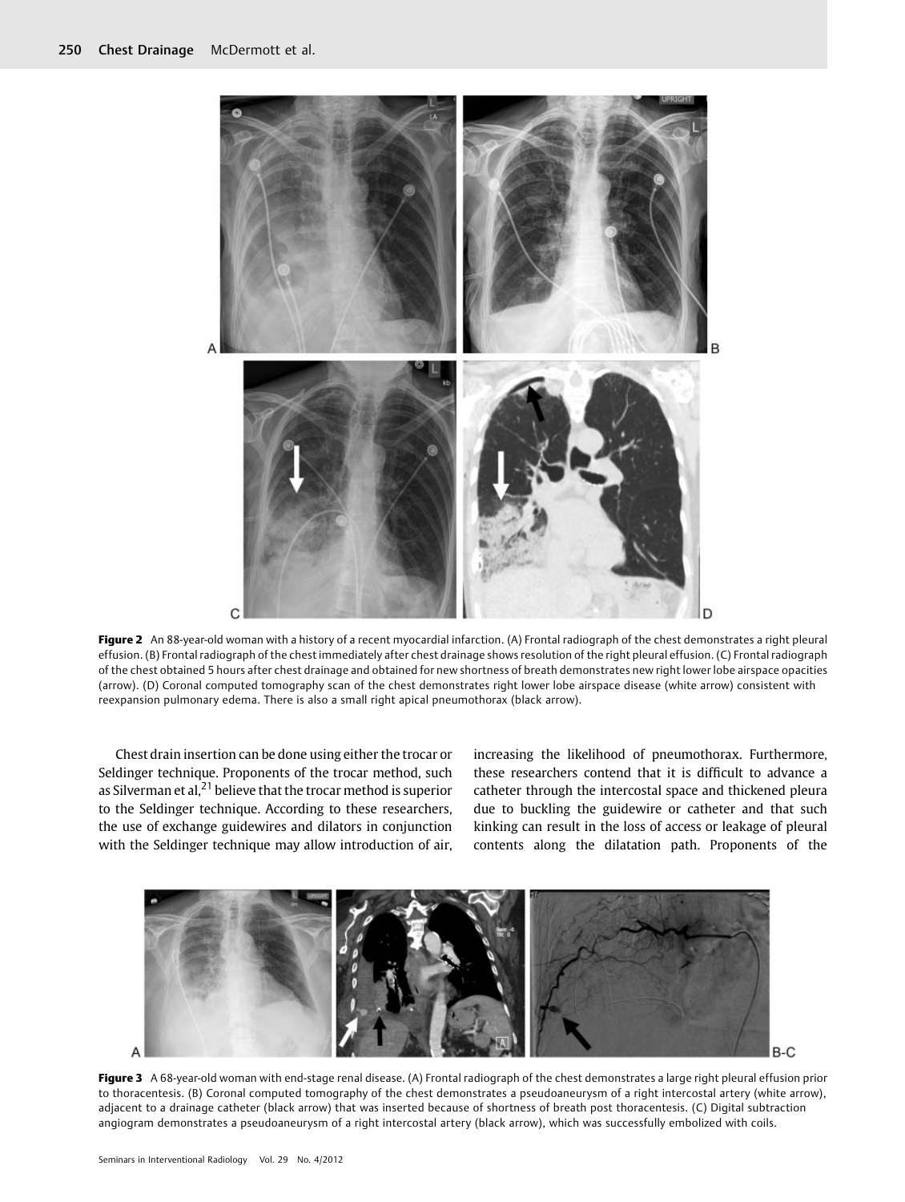Figure 2 An 88-year-old woman with a history of a recent myocardial infarction. (A) Frontal radiograph of the chest demonstrates a right pleural effusion. (B) Frontal radiograph of the chest immediately after chest drainage shows resolution of the right pleural effusion. (C) Frontal radiograph of the chest obtained 5 hours after chest drainage and obtained for new shortness of breath demonstrates new right lower lobe airspace opacities (arrow). (D) Coronal computed tomography scan of the chest demonstrates right lower lobe airspace disease (white arrow) consistent with reexpansion pulmonary edema. There is also a small right apical pneumothorax (black arrow).

Chest drain insertion can be done using either the trocar or Seldinger technique. Proponents of the trocar method, such as Silverman et al,[21] believe that the trocar method is superior to the Seldinger technique. According to these researchers, the use of exchange guidewires and dilators in conjunction with the Seldinger technique may allow introduction of air, increasing the likelihood of pneumothorax. Furthermore, these researchers contend that it is difficult to advance a catheter through the intercostal space and thickened pleura due to buckling the guidewire or catheter and that such kinking can result in the loss of access or leakage of pleural contents along the dilatation path. Proponents of the

Figure 3 A 68-year-old woman with end-stage renal disease. (A) Frontal radiograph of the chest demonstrates a large right pleural effusion prior to thoracentesis. (B) Coronal computed tomography of the chest demonstrates a pseudoaneurysm of a right intercostal artery (white arrow), adjacent to a drainage catheter (black arrow) that was inserted because of shortness of breath post thoracentesis. (C) Digital subtraction angiogram demonstrates a pseudoaneurysm of a right intercostal artery (black arrow), which was successfully embolized with coils.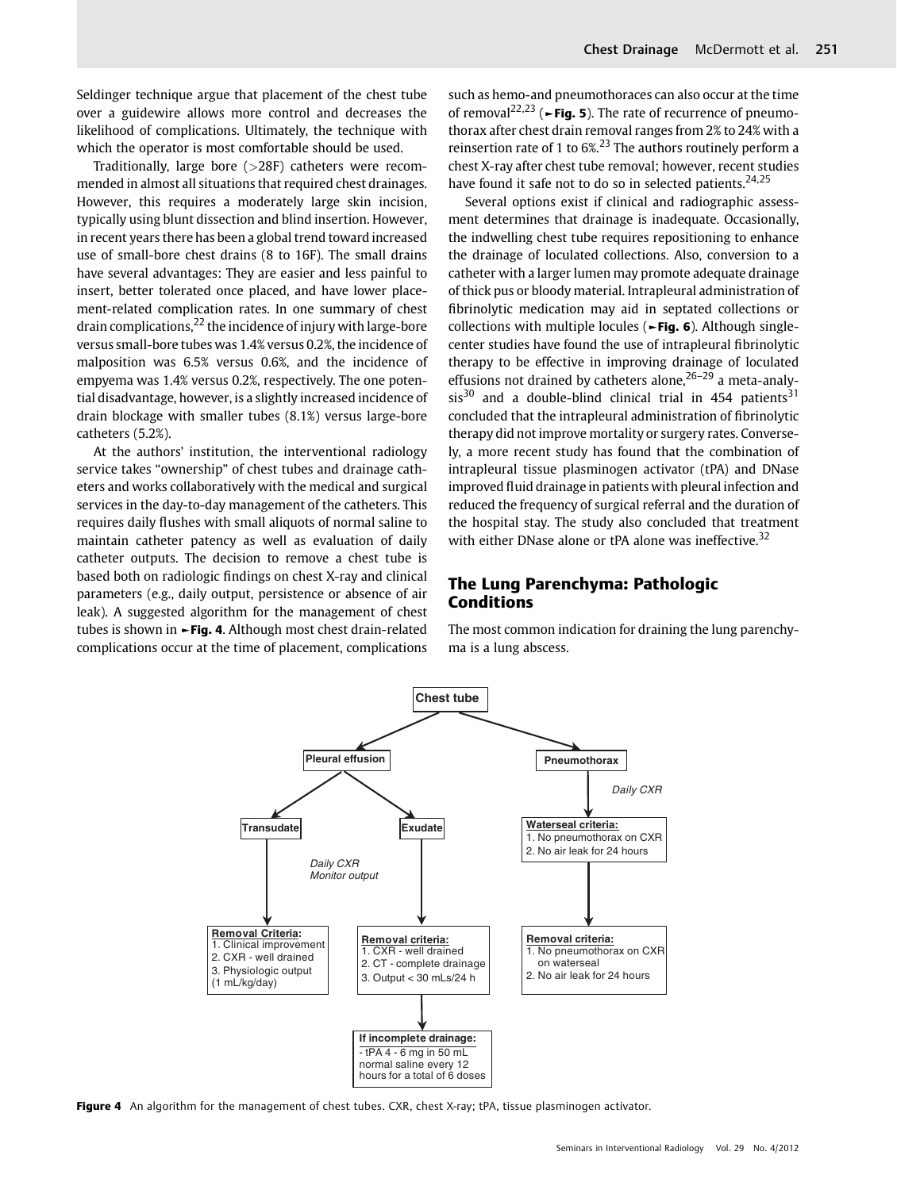Seldinger technique argue that placement of the chest tube over a guidewire allows more control and decreases the likelihood of complications. Ultimately, the technique with which the operator is most comfortable should be used.

Traditionally, large bore (>28F) catheters were recommended in almost all situations that required chest drainages. However, this requires a moderately large skin incision, typically using blunt dissection and blind insertion. However, in recent years there has been a global trend toward increased use of small-bore chest drains (8 to 16F). The small drains have several advantages: They are easier and less painful to insert, better tolerated once placed, and have lower placement-related complication rates. In one summary of chest drain complications,[22] the incidence of injury with large-bore versus small-bore tubes was 1.4% versus 0.2%, the incidence of malposition was 6.5% versus 0.6%, and the incidence of empyema was 1.4% versus 0.2%, respectively. The one potential disadvantage, however, is a slightly increased incidence of drain blockage with smaller tubes (8.1%) versus large-bore catheters (5.2%).

At the authors' institution, the interventional radiology service takes "ownership" of chest tubes and drainage catheters and works collaboratively with the medical and surgical services in the day-to-day management of the catheters. This requires daily flushes with small aliquots of normal saline to maintain catheter patency as well as evaluation of daily catheter outputs. The decision to remove a chest tube is based both on radiologic findings on chest X-ray and clinical parameters (e.g., daily output, persistence or absence of air leak). A suggested algorithm for the management of chest tubes is shown in ►**Fig. 4**. Although most chest drain-related complications occur at the time of placement, complications such as hemo-and pneumothoraces can also occur at the time of removal[22,23] (►**Fig. 5**). The rate of recurrence of pneumothorax after chest drain removal ranges from 2% to 24% with a reinsertion rate of 1 to 6%.[23] The authors routinely perform a chest X-ray after chest tube removal; however, recent studies have found it safe not to do so in selected patients.[24,25]

Several options exist if clinical and radiographic assessment determines that drainage is inadequate. Occasionally, the indwelling chest tube requires repositioning to enhance the drainage of loculated collections. Also, conversion to a catheter with a larger lumen may promote adequate drainage of thick pus or bloody material. Intrapleural administration of fibrinolytic medication may aid in septated collections or collections with multiple locules (►**Fig. 6**). Although single-center studies have found the use of intrapleural fibrinolytic therapy to be effective in improving drainage of loculated effusions not drained by catheters alone,[26–29] a meta-analysis[30] and a double-blind clinical trial in 454 patients[31] concluded that the intrapleural administration of fibrinolytic therapy did not improve mortality or surgery rates. Conversely, a more recent study has found that the combination of intrapleural tissue plasminogen activator (tPA) and DNase improved fluid drainage in patients with pleural infection and reduced the frequency of surgical referral and the duration of the hospital stay. The study also concluded that treatment with either DNase alone or tPA alone was ineffective.[32]

## The Lung Parenchyma: Pathologic Conditions

The most common indication for draining the lung parenchyma is a lung abscess.

Chest tube

Pleural effusion

Pneumothorax

Transudate

Exudate

Daily CXR
Monitor output

Daily CXR

Waterseal criteria:
1. No pneumothorax on CXR
2. No air leak for 24 hours

Removal Criteria:
1. Clinical improvement
2. CXR - well drained
3. Physiologic output (1 mL/kg/day)

Removal criteria:
1. CXR - well drained
2. CT - complete drainage
3. Output < 30 mLs/24 h

Removal criteria:
1. No pneumothorax on CXR on waterseal
2. No air leak for 24 hours

If incomplete drainage:
- tPA 4 - 6 mg in 50 mL normal saline every 12 hours for a total of 6 doses

**Figure 4** An algorithm for the management of chest tubes. CXR, chest X-ray; tPA, tissue plasminogen activator.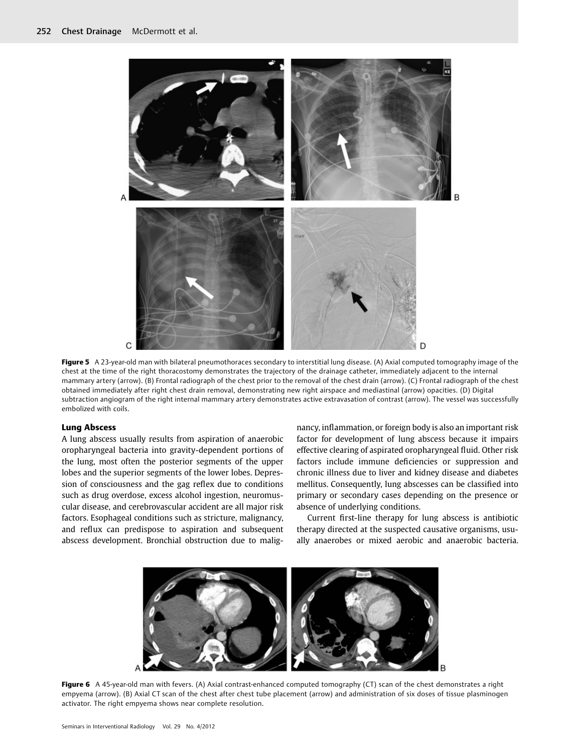**Figure 5** A 23-year-old man with bilateral pneumothoraces secondary to interstitial lung disease. (A) Axial computed tomography image of the chest at the time of the right thoracostomy demonstrates the trajectory of the drainage catheter, immediately adjacent to the internal mammary artery (arrow). (B) Frontal radiograph of the chest prior to the removal of the chest drain (arrow). (C) Frontal radiograph of the chest obtained immediately after right chest drain removal, demonstrating new right airspace and mediastinal (arrow) opacities. (D) Digital subtraction angiogram of the right internal mammary artery demonstrates active extravasation of contrast (arrow). The vessel was successfully embolized with coils.

### Lung Abscess

A lung abscess usually results from aspiration of anaerobic oropharyngeal bacteria into gravity-dependent portions of the lung, most often the posterior segments of the upper lobes and the superior segments of the lower lobes. Depression of consciousness and the gag reflex due to conditions such as drug overdose, excess alcohol ingestion, neuromuscular disease, and cerebrovascular accident are all major risk factors. Esophageal conditions such as stricture, malignancy, and reflux can predispose to aspiration and subsequent abscess development. Bronchial obstruction due to malignancy, inflammation, or foreign body is also an important risk factor for development of lung abscess because it impairs effective clearing of aspirated oropharyngeal fluid. Other risk factors include immune deficiencies or suppression and chronic illness due to liver and kidney disease and diabetes mellitus. Consequently, lung abscesses can be classified into primary or secondary cases depending on the presence or absence of underlying conditions.

Current first-line therapy for lung abscess is antibiotic therapy directed at the suspected causative organisms, usually anaerobes or mixed aerobic and anaerobic bacteria.

**Figure 6** A 45-year-old man with fevers. (A) Axial contrast-enhanced computed tomography (CT) scan of the chest demonstrates a right empyema (arrow). (B) Axial CT scan of the chest after chest tube placement (arrow) and administration of six doses of tissue plasminogen activator. The right empyema shows near complete resolution.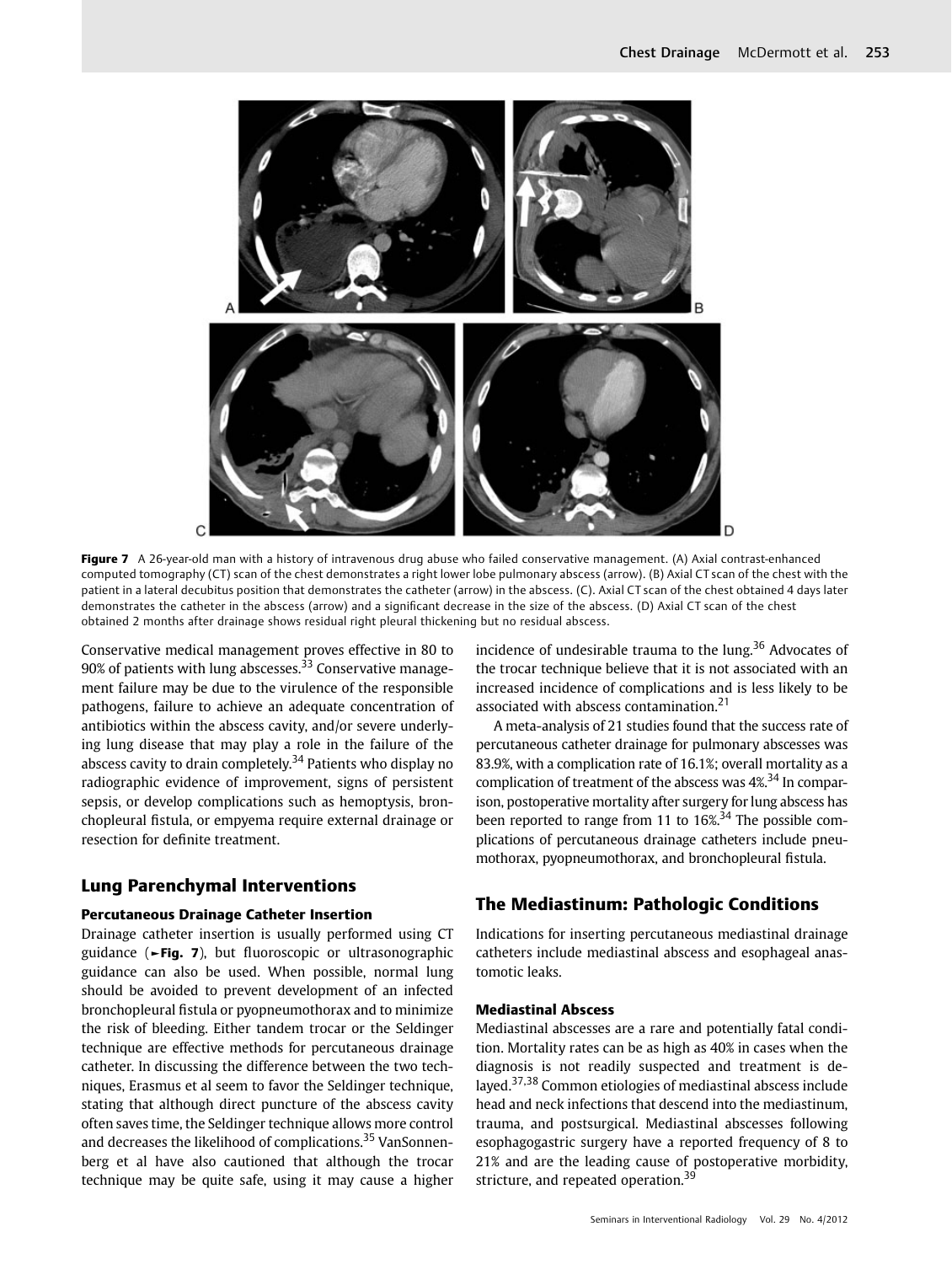**Figure 7** A 26-year-old man with a history of intravenous drug abuse who failed conservative management. (A) Axial contrast-enhanced computed tomography (CT) scan of the chest demonstrates a right lower lobe pulmonary abscess (arrow). (B) Axial CT scan of the chest with the patient in a lateral decubitus position that demonstrates the catheter (arrow) in the abscess. (C). Axial CT scan of the chest obtained 4 days later demonstrates the catheter in the abscess (arrow) and a significant decrease in the size of the abscess. (D) Axial CT scan of the chest obtained 2 months after drainage shows residual right pleural thickening but no residual abscess.

Conservative medical management proves effective in 80 to 90% of patients with lung abscesses.[33] Conservative management failure may be due to the virulence of the responsible pathogens, failure to achieve an adequate concentration of antibiotics within the abscess cavity, and/or severe underlying lung disease that may play a role in the failure of the abscess cavity to drain completely.[34] Patients who display no radiographic evidence of improvement, signs of persistent sepsis, or develop complications such as hemoptysis, bronchopleural fistula, or empyema require external drainage or resection for definite treatment.

## Lung Parenchymal Interventions

### Percutaneous Drainage Catheter Insertion

Drainage catheter insertion is usually performed using CT guidance (►**Fig. 7**), but fluoroscopic or ultrasonographic guidance can also be used. When possible, normal lung should be avoided to prevent development of an infected bronchopleural fistula or pyopneumothorax and to minimize the risk of bleeding. Either tandem trocar or the Seldinger technique are effective methods for percutaneous drainage catheter. In discussing the difference between the two techniques, Erasmus et al seem to favor the Seldinger technique, stating that although direct puncture of the abscess cavity often saves time, the Seldinger technique allows more control and decreases the likelihood of complications.[35] VanSonnenberg et al have also cautioned that although the trocar technique may be quite safe, using it may cause a higher incidence of undesirable trauma to the lung.[36] Advocates of the trocar technique believe that it is not associated with an increased incidence of complications and is less likely to be associated with abscess contamination.[21]

A meta-analysis of 21 studies found that the success rate of percutaneous catheter drainage for pulmonary abscesses was 83.9%, with a complication rate of 16.1%; overall mortality as a complication of treatment of the abscess was 4%.[34] In comparison, postoperative mortality after surgery for lung abscess has been reported to range from 11 to 16%.[34] The possible complications of percutaneous drainage catheters include pneumothorax, pyopneumothorax, and bronchopleural fistula.

## The Mediastinum: Pathologic Conditions

Indications for inserting percutaneous mediastinal drainage catheters include mediastinal abscess and esophageal anastomotic leaks.

### Mediastinal Abscess

Mediastinal abscesses are a rare and potentially fatal condition. Mortality rates can be as high as 40% in cases when the diagnosis is not readily suspected and treatment is delayed.[37,38] Common etiologies of mediastinal abscess include head and neck infections that descend into the mediastinum, trauma, and postsurgical. Mediastinal abscesses following esophagogastric surgery have a reported frequency of 8 to 21% and are the leading cause of postoperative morbidity, stricture, and repeated operation.[39]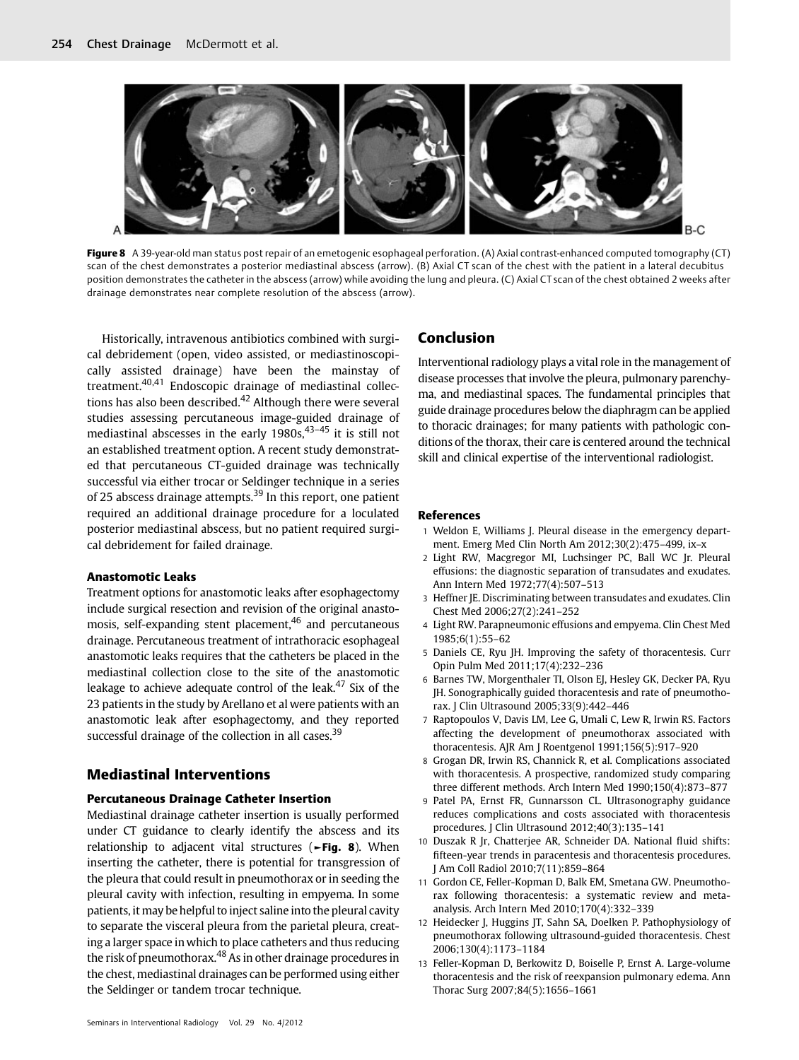Figure 8 A 39-year-old man status post repair of an emetogenic esophageal perforation. (A) Axial contrast-enhanced computed tomography (CT) scan of the chest demonstrates a posterior mediastinal abscess (arrow). (B) Axial CT scan of the chest with the patient in a lateral decubitus position demonstrates the catheter in the abscess (arrow) while avoiding the lung and pleura. (C) Axial CT scan of the chest obtained 2 weeks after drainage demonstrates near complete resolution of the abscess (arrow).

Historically, intravenous antibiotics combined with surgical debridement (open, video assisted, or mediastinoscopically assisted drainage) have been the mainstay of treatment.[40,41] Endoscopic drainage of mediastinal collections has also been described.[42] Although there were several studies assessing percutaneous image-guided drainage of mediastinal abscesses in the early 1980s,[43–45] it is still not an established treatment option. A recent study demonstrated that percutaneous CT-guided drainage was technically successful via either trocar or Seldinger technique in a series of 25 abscess drainage attempts.[39] In this report, one patient required an additional drainage procedure for a loculated posterior mediastinal abscess, but no patient required surgical debridement for failed drainage.

### Anastomotic Leaks

Treatment options for anastomotic leaks after esophagectomy include surgical resection and revision of the original anastomosis, self-expanding stent placement,[46] and percutaneous drainage. Percutaneous treatment of intrathoracic esophageal anastomotic leaks requires that the catheters be placed in the mediastinal collection close to the site of the anastomotic leakage to achieve adequate control of the leak.[47] Six of the 23 patients in the study by Arellano et al were patients with an anastomotic leak after esophagectomy, and they reported successful drainage of the collection in all cases.[39]

## Mediastinal Interventions

### Percutaneous Drainage Catheter Insertion

Mediastinal drainage catheter insertion is usually performed under CT guidance to clearly identify the abscess and its relationship to adjacent vital structures (►Fig. 8). When inserting the catheter, there is potential for transgression of the pleura that could result in pneumothorax or in seeding the pleural cavity with infection, resulting in empyema. In some patients, it may be helpful to inject saline into the pleural cavity to separate the visceral pleura from the parietal pleura, creating a larger space in which to place catheters and thus reducing the risk of pneumothorax.[48] As in other drainage procedures in the chest, mediastinal drainages can be performed using either the Seldinger or tandem trocar technique.

## Conclusion

Interventional radiology plays a vital role in the management of disease processes that involve the pleura, pulmonary parenchyma, and mediastinal spaces. The fundamental principles that guide drainage procedures below the diaphragm can be applied to thoracic drainages; for many patients with pathologic conditions of the thorax, their care is centered around the technical skill and clinical expertise of the interventional radiologist.

### References

1 Weldon E, Williams J. Pleural disease in the emergency department. Emerg Med Clin North Am 2012;30(2):475–499, ix–x
2 Light RW, Macgregor MI, Luchsinger PC, Ball WC Jr. Pleural effusions: the diagnostic separation of transudates and exudates. Ann Intern Med 1972;77(4):507–513
3 Heffner JE. Discriminating between transudates and exudates. Clin Chest Med 2006;27(2):241–252
4 Light RW. Parapneumonic effusions and empyema. Clin Chest Med 1985;6(1):55–62
5 Daniels CE, Ryu JH. Improving the safety of thoracentesis. Curr Opin Pulm Med 2011;17(4):232–236
6 Barnes TW, Morgenthaler TI, Olson EJ, Hesley GK, Decker PA, Ryu JH. Sonographically guided thoracentesis and rate of pneumothorax. J Clin Ultrasound 2005;33(9):442–446
7 Raptopoulos V, Davis LM, Lee G, Umali C, Lew R, Irwin RS. Factors affecting the development of pneumothorax associated with thoracentesis. AJR Am J Roentgenol 1991;156(5):917–920
8 Grogan DR, Irwin RS, Channick R, et al. Complications associated with thoracentesis. A prospective, randomized study comparing three different methods. Arch Intern Med 1990;150(4):873–877
9 Patel PA, Ernst FR, Gunnarsson CL. Ultrasonography guidance reduces complications and costs associated with thoracentesis procedures. J Clin Ultrasound 2012;40(3):135–141
10 Duszak R Jr, Chatterjee AR, Schneider DA. National fluid shifts: fifteen-year trends in paracentesis and thoracentesis procedures. J Am Coll Radiol 2010;7(11):859–864
11 Gordon CE, Feller-Kopman D, Balk EM, Smetana GW. Pneumothorax following thoracentesis: a systematic review and meta-analysis. Arch Intern Med 2010;170(4):332–339
12 Heidecker J, Huggins JT, Sahn SA, Doelken P. Pathophysiology of pneumothorax following ultrasound-guided thoracentesis. Chest 2006;130(4):1173–1184
13 Feller-Kopman D, Berkowitz D, Boiselle P, Ernst A. Large-volume thoracentesis and the risk of reexpansion pulmonary edema. Ann Thorac Surg 2007;84(5):1656–1661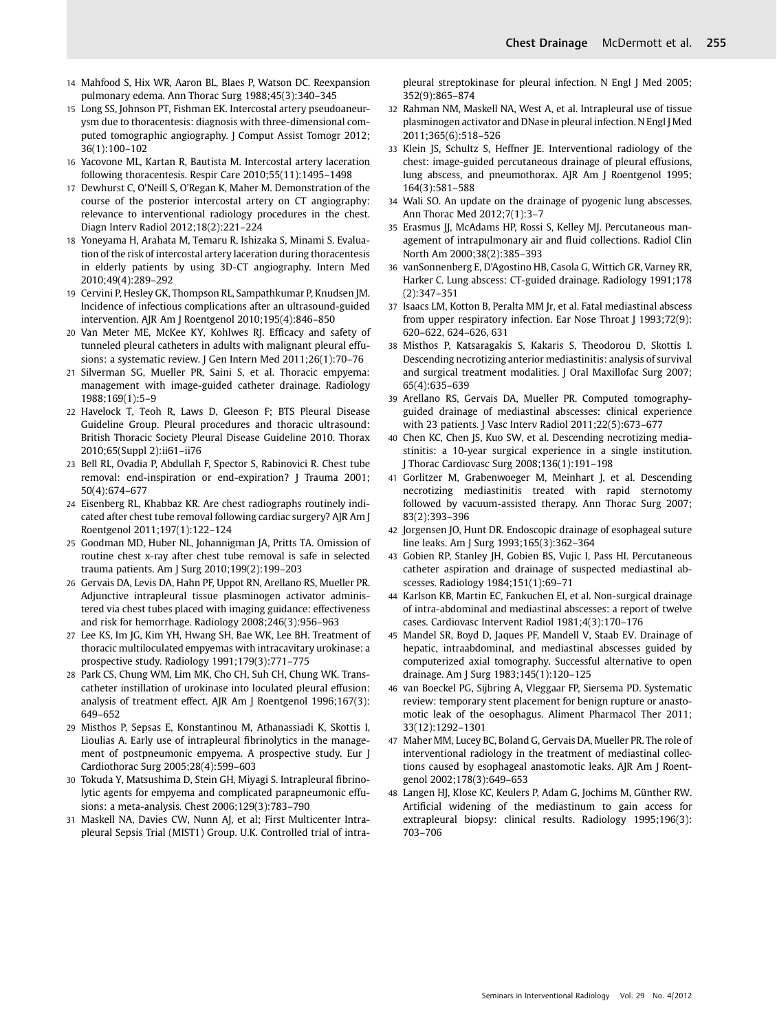14 Mahfood S, Hix WR, Aaron BL, Blaes P, Watson DC. Reexpansion pulmonary edema. Ann Thorac Surg 1988;45(3):340–345

15 Long SS, Johnson PT, Fishman EK. Intercostal artery pseudoaneurysm due to thoracentesis: diagnosis with three-dimensional computed tomographic angiography. J Comput Assist Tomogr 2012; 36(1):100–102

16 Yacovone ML, Kartan R, Bautista M. Intercostal artery laceration following thoracentesis. Respir Care 2010;55(11):1495–1498

17 Dewhurst C, O'Neill S, O'Regan K, Maher M. Demonstration of the course of the posterior intercostal artery on CT angiography: relevance to interventional radiology procedures in the chest. Diagn Interv Radiol 2012;18(2):221–224

18 Yoneyama H, Arahata M, Temaru R, Ishizaka S, Minami S. Evaluation of the risk of intercostal artery laceration during thoracentesis in elderly patients by using 3D-CT angiography. Intern Med 2010;49(4):289–292

19 Cervini P, Hesley GK, Thompson RL, Sampathkumar P, Knudsen JM. Incidence of infectious complications after an ultrasound-guided intervention. AJR Am J Roentgenol 2010;195(4):846–850

20 Van Meter ME, McKee KY, Kohlwes RJ. Efficacy and safety of tunneled pleural catheters in adults with malignant pleural effusions: a systematic review. J Gen Intern Med 2011;26(1):70–76

21 Silverman SG, Mueller PR, Saini S, et al. Thoracic empyema: management with image-guided catheter drainage. Radiology 1988;169(1):5–9

22 Havelock T, Teoh R, Laws D, Gleeson F; BTS Pleural Disease Guideline Group. Pleural procedures and thoracic ultrasound: British Thoracic Society Pleural Disease Guideline 2010. Thorax 2010;65(Suppl 2):ii61–ii76

23 Bell RL, Ovadia P, Abdullah F, Spector S, Rabinovici R. Chest tube removal: end-inspiration or end-expiration? J Trauma 2001; 50(4):674–677

24 Eisenberg RL, Khabbaz KR. Are chest radiographs routinely indicated after chest tube removal following cardiac surgery? AJR Am J Roentgenol 2011;197(1):122–124

25 Goodman MD, Huber NL, Johannigman JA, Pritts TA. Omission of routine chest x-ray after chest tube removal is safe in selected trauma patients. Am J Surg 2010;199(2):199–203

26 Gervais DA, Levis DA, Hahn PF, Uppot RN, Arellano RS, Mueller PR. Adjunctive intrapleural tissue plasminogen activator administered via chest tubes placed with imaging guidance: effectiveness and risk for hemorrhage. Radiology 2008;246(3):956–963

27 Lee KS, Im JG, Kim YH, Hwang SH, Bae WK, Lee BH. Treatment of thoracic multiloculated empyemas with intracavitary urokinase: a prospective study. Radiology 1991;179(3):771–775

28 Park CS, Chung WM, Lim MK, Cho CH, Suh CH, Chung WK. Transcatheter instillation of urokinase into loculated pleural effusion: analysis of treatment effect. AJR Am J Roentgenol 1996;167(3): 649–652

29 Misthos P, Sepsas E, Konstantinou M, Athanassiadi K, Skottis I, Lioulias A. Early use of intrapleural fibrinolytics in the management of postpneumonic empyema. A prospective study. Eur J Cardiothorac Surg 2005;28(4):599–603

30 Tokuda Y, Matsushima D, Stein GH, Miyagi S. Intrapleural fibrinolytic agents for empyema and complicated parapneumonic effusions: a meta-analysis. Chest 2006;129(3):783–790

31 Maskell NA, Davies CW, Nunn AJ, et al; First Multicenter Intrapleural Sepsis Trial (MIST1) Group. U.K. Controlled trial of intrapleural streptokinase for pleural infection. N Engl J Med 2005; 352(9):865–874

32 Rahman NM, Maskell NA, West A, et al. Intrapleural use of tissue plasminogen activator and DNase in pleural infection. N Engl J Med 2011;365(6):518–526

33 Klein JS, Schultz S, Heffner JE. Interventional radiology of the chest: image-guided percutaneous drainage of pleural effusions, lung abscess, and pneumothorax. AJR Am J Roentgenol 1995; 164(3):581–588

34 Wali SO. An update on the drainage of pyogenic lung abscesses. Ann Thorac Med 2012;7(1):3–7

35 Erasmus JJ, McAdams HP, Rossi S, Kelley MJ. Percutaneous management of intrapulmonary air and fluid collections. Radiol Clin North Am 2000;38(2):385–393

36 vanSonnenberg E, D'Agostino HB, Casola G, Wittich GR, Varney RR, Harker C. Lung abscess: CT-guided drainage. Radiology 1991;178 (2):347–351

37 Isaacs LM, Kotton B, Peralta MM Jr, et al. Fatal mediastinal abscess from upper respiratory infection. Ear Nose Throat J 1993;72(9): 620–622, 624–626, 631

38 Misthos P, Katsaragakis S, Kakaris S, Theodorou D, Skottis I. Descending necrotizing anterior mediastinitis: analysis of survival and surgical treatment modalities. J Oral Maxillofac Surg 2007; 65(4):635–639

39 Arellano RS, Gervais DA, Mueller PR. Computed tomography-guided drainage of mediastinal abscesses: clinical experience with 23 patients. J Vasc Interv Radiol 2011;22(5):673–677

40 Chen KC, Chen JS, Kuo SW, et al. Descending necrotizing mediastinitis: a 10-year surgical experience in a single institution. J Thorac Cardiovasc Surg 2008;136(1):191–198

41 Gorlitzer M, Grabenwoeger M, Meinhart J, et al. Descending necrotizing mediastinitis treated with rapid sternotomy followed by vacuum-assisted therapy. Ann Thorac Surg 2007; 83(2):393–396

42 Jorgensen JO, Hunt DR. Endoscopic drainage of esophageal suture line leaks. Am J Surg 1993;165(3):362–364

43 Gobien RP, Stanley JH, Gobien BS, Vujic I, Pass HI. Percutaneous catheter aspiration and drainage of suspected mediastinal abscesses. Radiology 1984;151(1):69–71

44 Karlson KB, Martin EC, Fankuchen EI, et al. Non-surgical drainage of intra-abdominal and mediastinal abscesses: a report of twelve cases. Cardiovasc Intervent Radiol 1981;4(3):170–176

45 Mandel SR, Boyd D, Jaques PF, Mandell V, Staab EV. Drainage of hepatic, intraabdominal, and mediastinal abscesses guided by computerized axial tomography. Successful alternative to open drainage. Am J Surg 1983;145(1):120–125

46 van Boeckel PG, Sijbring A, Vleggaar FP, Siersema PD. Systematic review: temporary stent placement for benign rupture or anastomotic leak of the oesophagus. Aliment Pharmacol Ther 2011; 33(12):1292–1301

47 Maher MM, Lucey BC, Boland G, Gervais DA, Mueller PR. The role of interventional radiology in the treatment of mediastinal collections caused by esophageal anastomotic leaks. AJR Am J Roentgenol 2002;178(3):649–653

48 Langen HJ, Klose KC, Keulers P, Adam G, Jochims M, Günther RW. Artificial widening of the mediastinum to gain access for extrapleural biopsy: clinical results. Radiology 1995;196(3): 703–706